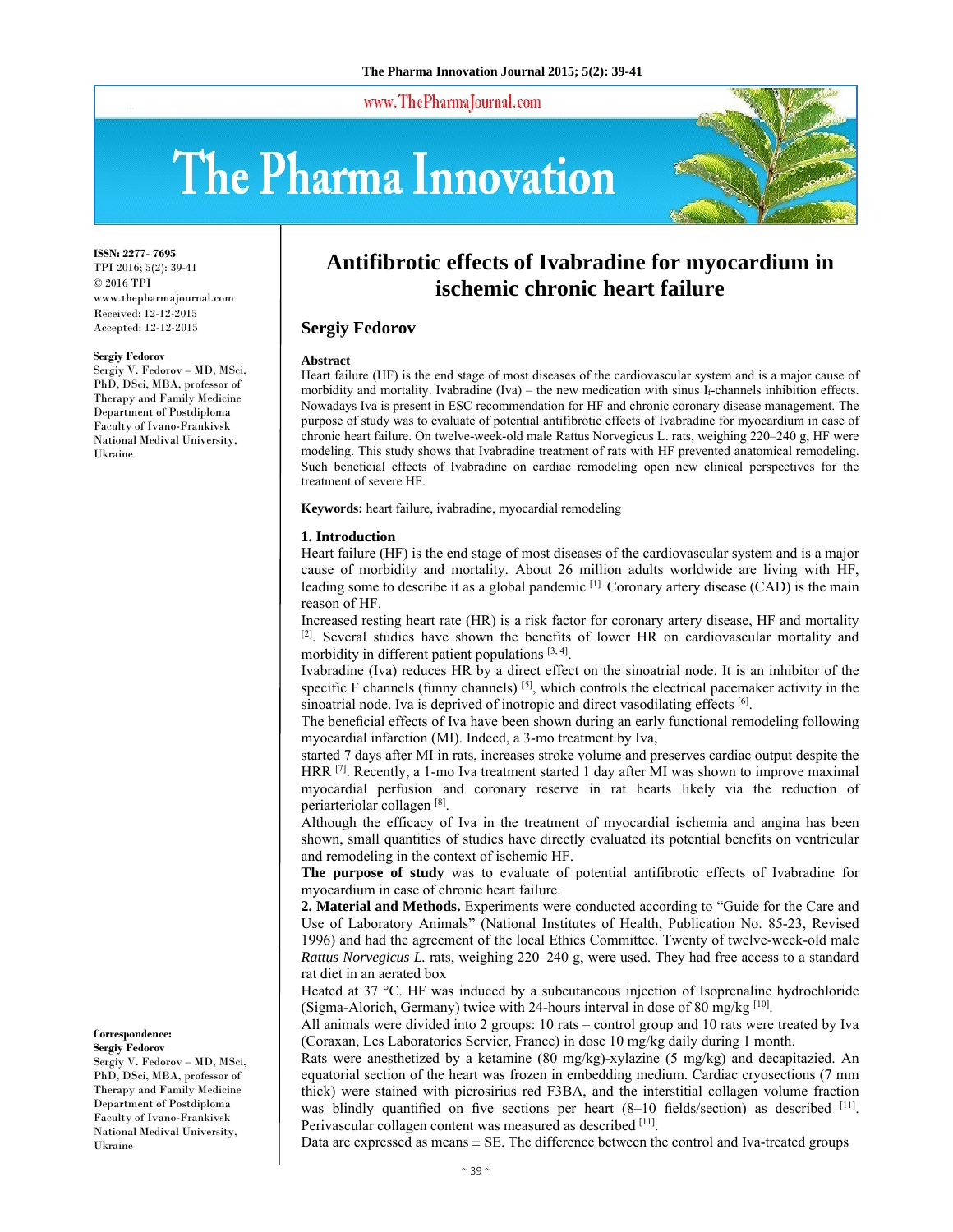# Antifibrotic effects of Ivabradine for myocardium in ischemic chronic heart failure

**Sergiy Fedorov**

ISSN: 2277- 7695
TPI 2016; 5(2): 39-41
© 2016 TPI
www.thepharmajournal.com
Received: 12-12-2015
Accepted: 12-12-2015

**Sergiy Fedorov**
Sergiy V. Fedorov – MD, MSci, PhD, DSci, MBA, professor of Therapy and Family Medicine Department of Postdiploma Faculty of Ivano-Frankivsk National Medival University, Ukraine

**Correspondence:**
**Sergiy Fedorov**
Sergiy V. Fedorov – MD, MSci, PhD, DSci, MBA, professor of Therapy and Family Medicine Department of Postdiploma Faculty of Ivano-Frankivsk National Medival University, Ukraine

**Abstract**

Heart failure (HF) is the end stage of most diseases of the cardiovascular system and is a major cause of morbidity and mortality. Ivabradine (Iva) – the new medication with sinus $I_f$-channels inhibition effects. Nowadays Iva is present in ESC recommendation for HF and chronic coronary disease management. The purpose of study was to evaluate of potential antifibrotic effects of Ivabradine for myocardium in case of chronic heart failure. On twelve-week-old male Rattus Norvegicus L. rats, weighing 220–240 g, HF were modeling. This study shows that Ivabradine treatment of rats with HF prevented anatomical remodeling. Such beneficial effects of Ivabradine on cardiac remodeling open new clinical perspectives for the treatment of severe HF.

**Keywords:** heart failure, ivabradine, myocardial remodeling

## 1. Introduction

Heart failure (HF) is the end stage of most diseases of the cardiovascular system and is a major cause of morbidity and mortality. About 26 million adults worldwide are living with HF, leading some to describe it as a global pandemic [1]. Coronary artery disease (CAD) is the main reason of HF.

Increased resting heart rate (HR) is a risk factor for coronary artery disease, HF and mortality [2]. Several studies have shown the benefits of lower HR on cardiovascular mortality and morbidity in different patient populations [3, 4].

Ivabradine (Iva) reduces HR by a direct effect on the sinoatrial node. It is an inhibitor of the specific F channels (funny channels) [5], which controls the electrical pacemaker activity in the sinoatrial node. Iva is deprived of inotropic and direct vasodilating effects [6].

The beneficial effects of Iva have been shown during an early functional remodeling following myocardial infarction (MI). Indeed, a 3-mo treatment by Iva,

started 7 days after MI in rats, increases stroke volume and preserves cardiac output despite the HRR [7]. Recently, a 1-mo Iva treatment started 1 day after MI was shown to improve maximal myocardial perfusion and coronary reserve in rat hearts likely via the reduction of periarteriolar collagen [8].

Although the efficacy of Iva in the treatment of myocardial ischemia and angina has been shown, small quantities of studies have directly evaluated its potential benefits on ventricular and remodeling in the context of ischemic HF.

**The purpose of study** was to evaluate of potential antifibrotic effects of Ivabradine for myocardium in case of chronic heart failure.

**2. Material and Methods.** Experiments were conducted according to "Guide for the Care and Use of Laboratory Animals" (National Institutes of Health, Publication No. 85-23, Revised 1996) and had the agreement of the local Ethics Committee. Twenty of twelve-week-old male *Rattus Norvegicus L.* rats, weighing 220–240 g, were used. They had free access to a standard rat diet in an aerated box

Heated at 37 °C. HF was induced by a subcutaneous injection of Isoprenaline hydrochloride (Sigma-Alorich, Germany) twice with 24-hours interval in dose of 80 mg/kg [10].

All animals were divided into 2 groups: 10 rats – control group and 10 rats were treated by Iva (Coraxan, Les Laboratories Servier, France) in dose 10 mg/kg daily during 1 month.

Rats were anesthetized by a ketamine (80 mg/kg)-xylazine (5 mg/kg) and decapitazied. An equatorial section of the heart was frozen in embedding medium. Cardiac cryosections (7 mm thick) were stained with picrosirius red F3BA, and the interstitial collagen volume fraction was blindly quantified on five sections per heart (8–10 fields/section) as described [11]. Perivascular collagen content was measured as described [11].

Data are expressed as means ± SE. The difference between the control and Iva-treated groups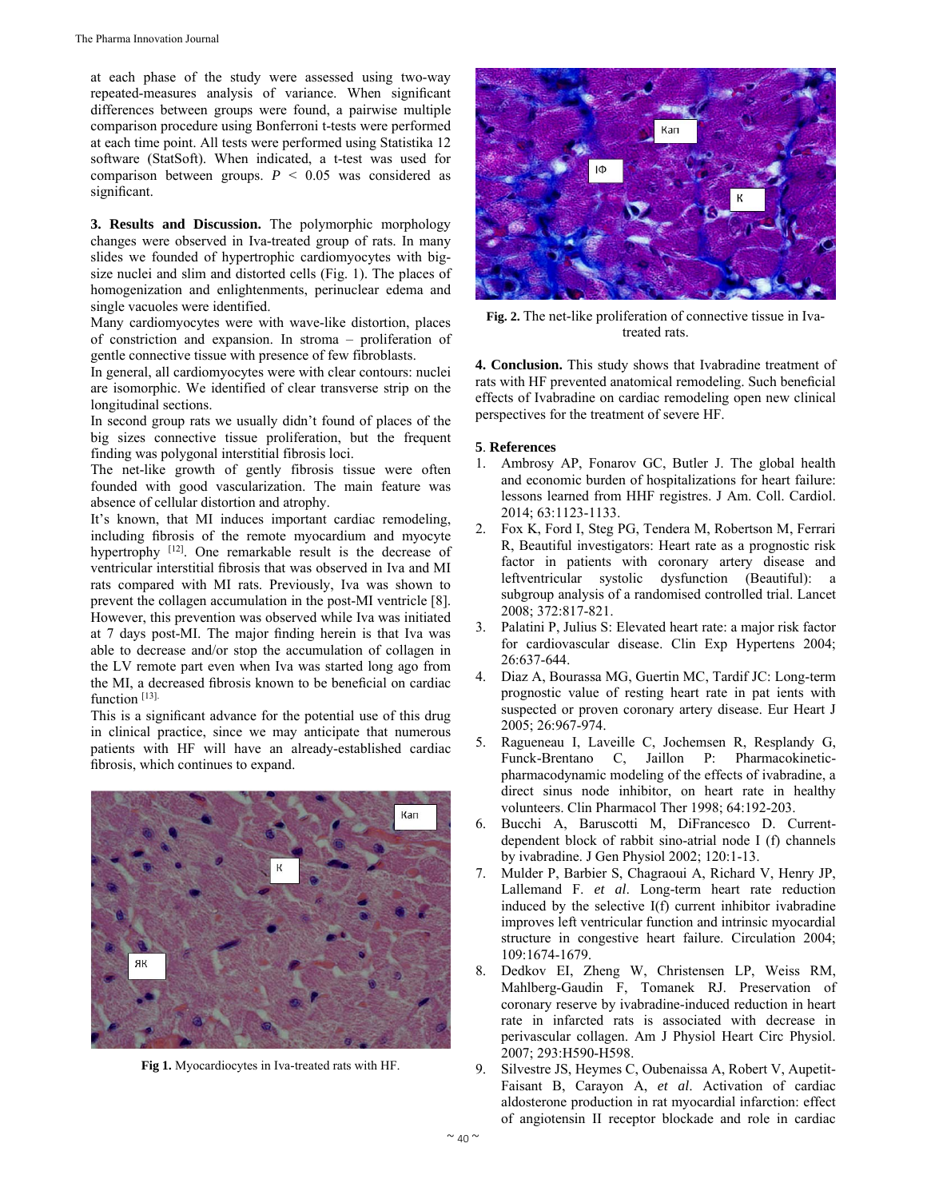at each phase of the study were assessed using two-way repeated-measures analysis of variance. When significant differences between groups were found, a pairwise multiple comparison procedure using Bonferroni t-tests were performed at each time point. All tests were performed using Statistika 12 software (StatSoft). When indicated, a t-test was used for comparison between groups. $P < 0.05$ was considered as significant.

**3. Results and Discussion.** The polymorphic morphology changes were observed in Iva-treated group of rats. In many slides we founded of hypertrophic cardiomyocytes with big-size nuclei and slim and distorted cells (Fig. 1). The places of homogenization and enlightenments, perinuclear edema and single vacuoles were identified.

Many cardiomyocytes were with wave-like distortion, places of constriction and expansion. In stroma – proliferation of gentle connective tissue with presence of few fibroblasts.

In general, all cardiomyocytes were with clear contours: nuclei are isomorphic. We identified of clear transverse strip on the longitudinal sections.

In second group rats we usually didn't found of places of the big sizes connective tissue proliferation, but the frequent finding was polygonal interstitial fibrosis loci.

The net-like growth of gently fibrosis tissue were often founded with good vascularization. The main feature was absence of cellular distortion and atrophy.

It's known, that MI induces important cardiac remodeling, including fibrosis of the remote myocardium and myocyte hypertrophy [12]. One remarkable result is the decrease of ventricular interstitial fibrosis that was observed in Iva and MI rats compared with MI rats. Previously, Iva was shown to prevent the collagen accumulation in the post-MI ventricle [8]. However, this prevention was observed while Iva was initiated at 7 days post-MI. The major finding herein is that Iva was able to decrease and/or stop the accumulation of collagen in the LV remote part even when Iva was started long ago from the MI, a decreased fibrosis known to be beneficial on cardiac function [13].

This is a significant advance for the potential use of this drug in clinical practice, since we may anticipate that numerous patients with HF will have an already-established cardiac fibrosis, which continues to expand.

**Fig 1.** Myocardiocytes in Iva-treated rats with HF.

**Fig. 2.** The net-like proliferation of connective tissue in Iva-treated rats.

**4. Conclusion.** This study shows that Ivabradine treatment of rats with HF prevented anatomical remodeling. Such beneficial effects of Ivabradine on cardiac remodeling open new clinical perspectives for the treatment of severe HF.

## 5. References

1. Ambrosy AP, Fonarov GC, Butler J. The global health and economic burden of hospitalizations for heart failure: lessons learned from HHF registres. J Am. Coll. Cardiol. 2014; 63:1123-1133.
2. Fox K, Ford I, Steg PG, Tendera M, Robertson M, Ferrari R, Beautiful investigators: Heart rate as a prognostic risk factor in patients with coronary artery disease and leftventricular systolic dysfunction (Beautiful): a subgroup analysis of a randomised controlled trial. Lancet 2008; 372:817-821.
3. Palatini P, Julius S: Elevated heart rate: a major risk factor for cardiovascular disease. Clin Exp Hypertens 2004; 26:637-644.
4. Diaz A, Bourassa MG, Guertin MC, Tardif JC: Long-term prognostic value of resting heart rate in pat ients with suspected or proven coronary artery disease. Eur Heart J 2005; 26:967-974.
5. Ragueneau I, Laveille C, Jochemsen R, Resplandy G, Funck-Brentano C, Jaillon P: Pharmacokinetic-pharmacodynamic modeling of the effects of ivabradine, a direct sinus node inhibitor, on heart rate in healthy volunteers. Clin Pharmacol Ther 1998; 64:192-203.
6. Bucchi A, Baruscotti M, DiFrancesco D. Current-dependent block of rabbit sino-atrial node I (f) channels by ivabradine. J Gen Physiol 2002; 120:1-13.
7. Mulder P, Barbier S, Chagraoui A, Richard V, Henry JP, Lallemand F. *et al*. Long-term heart rate reduction induced by the selective I(f) current inhibitor ivabradine improves left ventricular function and intrinsic myocardial structure in congestive heart failure. Circulation 2004; 109:1674-1679.
8. Dedkov EI, Zheng W, Christensen LP, Weiss RM, Mahlberg-Gaudin F, Tomanek RJ. Preservation of coronary reserve by ivabradine-induced reduction in heart rate in infarcted rats is associated with decrease in perivascular collagen. Am J Physiol Heart Circ Physiol. 2007; 293:H590-H598.
9. Silvestre JS, Heymes C, Oubenaissa A, Robert V, Aupetit-Faisant B, Carayon A, *et al*. Activation of cardiac aldosterone production in rat myocardial infarction: effect of angiotensin II receptor blockade and role in cardiac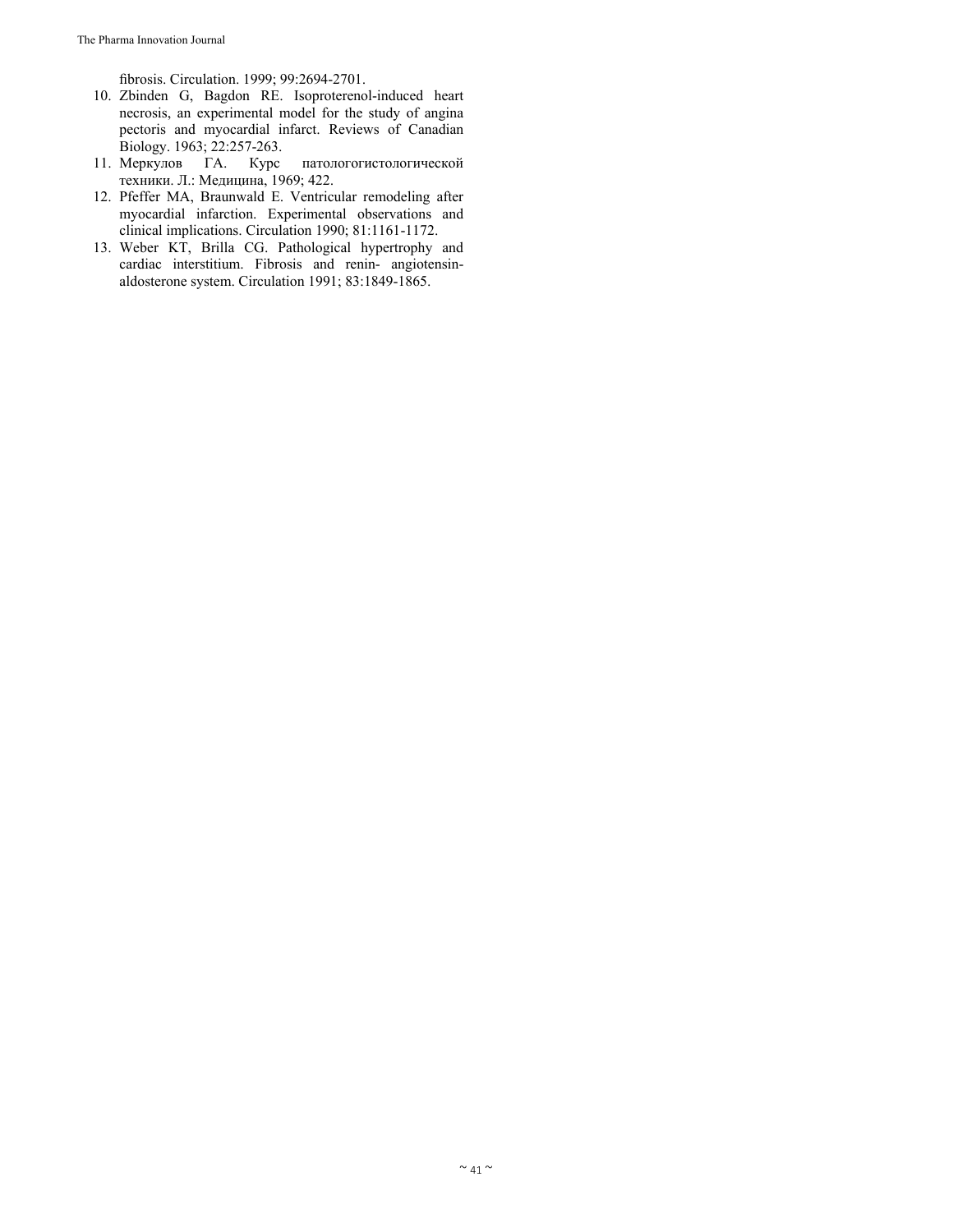fibrosis. Circulation. 1999; 99:2694-2701.

10. Zbinden G, Bagdon RE. Isoproterenol-induced heart necrosis, an experimental model for the study of angina pectoris and myocardial infarct. Reviews of Canadian Biology. 1963; 22:257-263.
11. Меркулов ГА. Курс патологогистологической техники. Л.: Медицина, 1969; 422.
12. Pfeffer MA, Braunwald E. Ventricular remodeling after myocardial infarction. Experimental observations and clinical implications. Circulation 1990; 81:1161-1172.
13. Weber KT, Brilla CG. Pathological hypertrophy and cardiac interstitium. Fibrosis and renin- angiotensin-aldosterone system. Circulation 1991; 83:1849-1865.